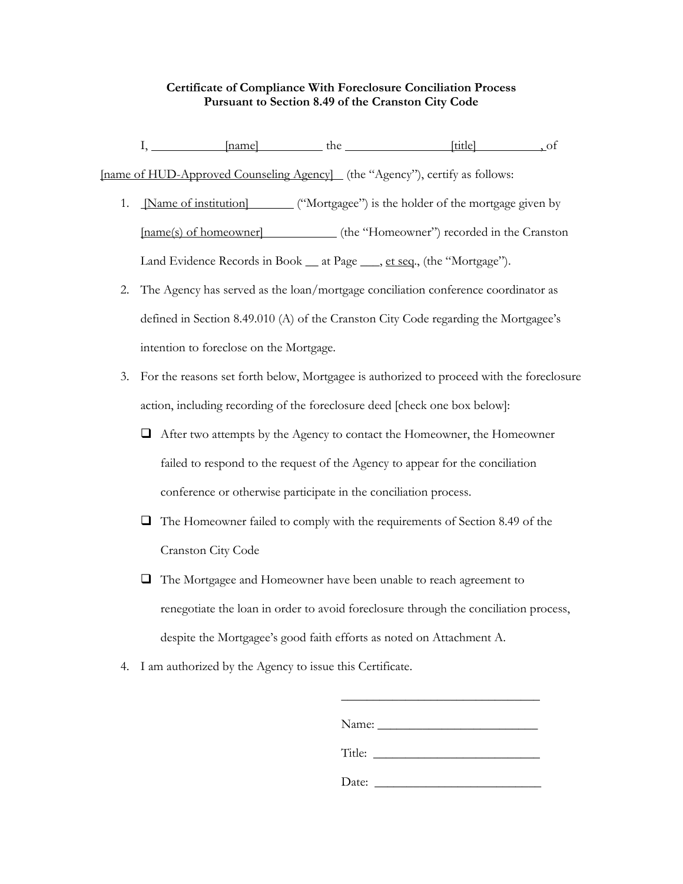**Certificate of Compliance With Foreclosure Conciliation Process**
**Pursuant to Section 8.49 of the Cranston City Code**

I, ____________[name]____________ the ________________[title]__________, of [name of HUD-Approved Counseling Agency]__ (the "Agency"), certify as follows:

1. [Name of institution]________ ("Mortgagee") is the holder of the mortgage given by [name(s) of homeowner]____________ (the "Homeowner") recorded in the Cranston Land Evidence Records in Book __ at Page ___, et seq., (the "Mortgage").
2. The Agency has served as the loan/mortgage conciliation conference coordinator as defined in Section 8.49.010 (A) of the Cranston City Code regarding the Mortgagee's intention to foreclose on the Mortgage.
3. For the reasons set forth below, Mortgagee is authorized to proceed with the foreclosure action, including recording of the foreclosure deed [check one box below]:
   - ☐ After two attempts by the Agency to contact the Homeowner, the Homeowner failed to respond to the request of the Agency to appear for the conciliation conference or otherwise participate in the conciliation process.
   - ☐ The Homeowner failed to comply with the requirements of Section 8.49 of the Cranston City Code
   - ☐ The Mortgagee and Homeowner have been unable to reach agreement to renegotiate the loan in order to avoid foreclosure through the conciliation process, despite the Mortgagee's good faith efforts as noted on Attachment A.
4. I am authorized by the Agency to issue this Certificate.

________________________________

Name: ___________________________

Title: ____________________________

Date: ____________________________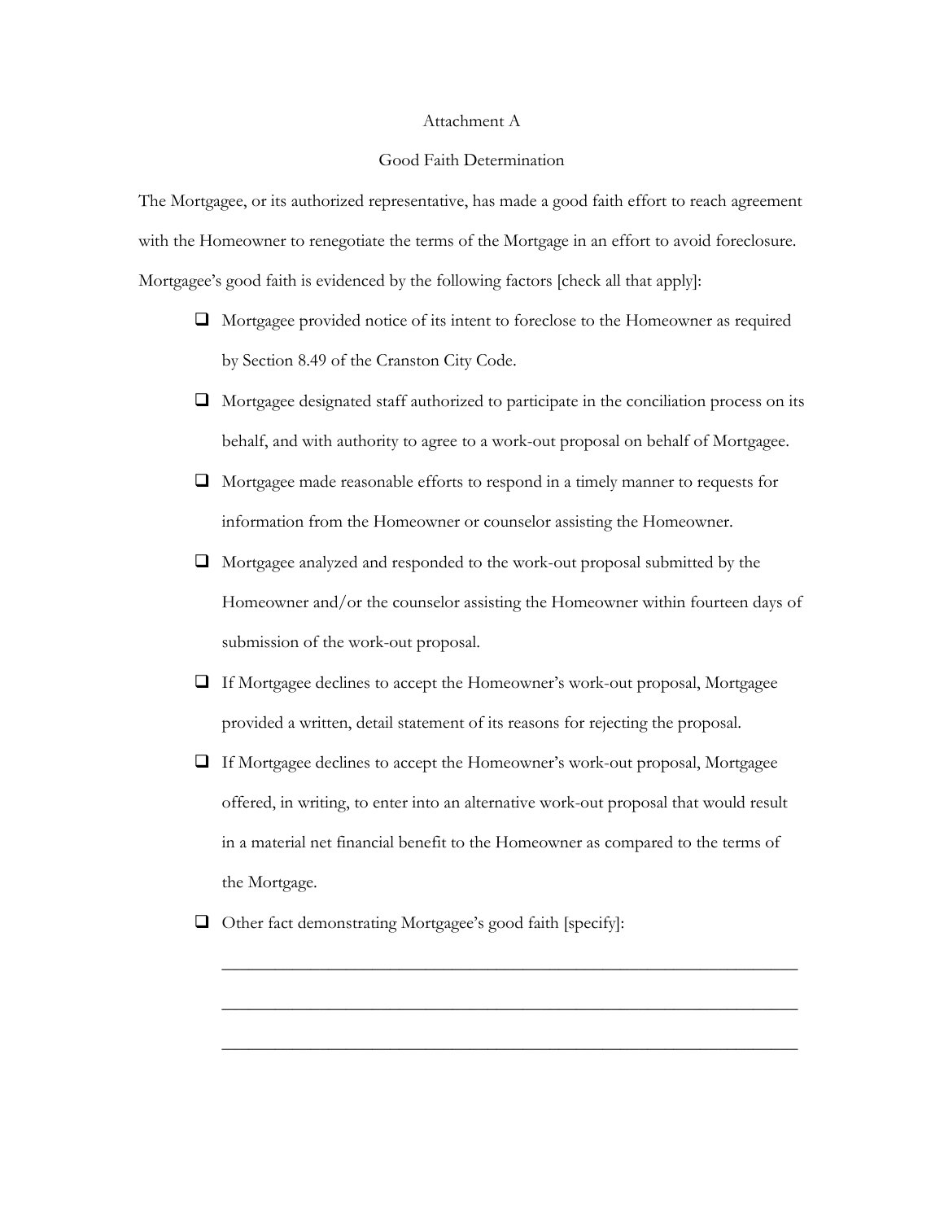Attachment A

Good Faith Determination

The Mortgagee, or its authorized representative, has made a good faith effort to reach agreement with the Homeowner to renegotiate the terms of the Mortgage in an effort to avoid foreclosure. Mortgagee's good faith is evidenced by the following factors [check all that apply]:

- ☐ Mortgagee provided notice of its intent to foreclose to the Homeowner as required by Section 8.49 of the Cranston City Code.
- ☐ Mortgagee designated staff authorized to participate in the conciliation process on its behalf, and with authority to agree to a work-out proposal on behalf of Mortgagee.
- ☐ Mortgagee made reasonable efforts to respond in a timely manner to requests for information from the Homeowner or counselor assisting the Homeowner.
- ☐ Mortgagee analyzed and responded to the work-out proposal submitted by the Homeowner and/or the counselor assisting the Homeowner within fourteen days of submission of the work-out proposal.
- ☐ If Mortgagee declines to accept the Homeowner's work-out proposal, Mortgagee provided a written, detail statement of its reasons for rejecting the proposal.
- ☐ If Mortgagee declines to accept the Homeowner's work-out proposal, Mortgagee offered, in writing, to enter into an alternative work-out proposal that would result in a material net financial benefit to the Homeowner as compared to the terms of the Mortgage.
- ☐ Other fact demonstrating Mortgagee's good faith [specify]:

  ______________________________________________________________________

  ______________________________________________________________________

  ______________________________________________________________________